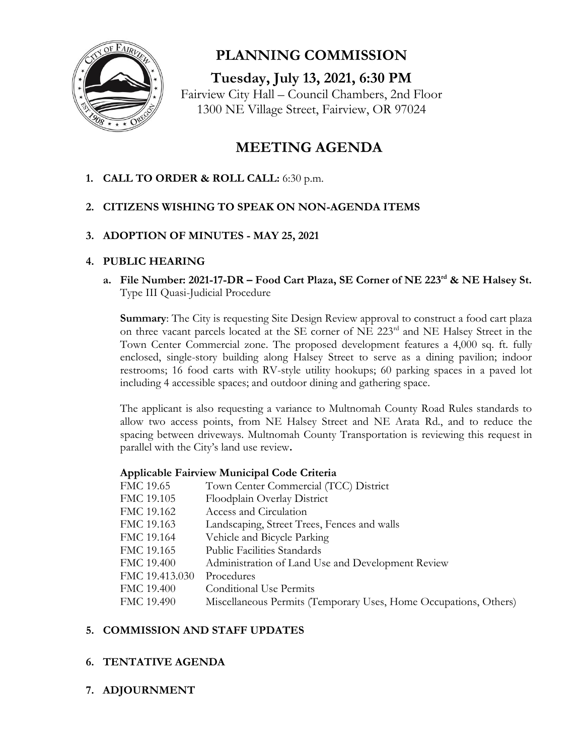# PLANNING COMMISSION

## Tuesday, July 13, 2021, 6:30 PM

Fairview City Hall – Council Chambers, 2nd Floor
1300 NE Village Street, Fairview, OR 97024

# MEETING AGENDA

1. **CALL TO ORDER & ROLL CALL:** 6:30 p.m.

2. **CITIZENS WISHING TO SPEAK ON NON-AGENDA ITEMS**

3. **ADOPTION OF MINUTES - MAY 25, 2021**

4. **PUBLIC HEARING**

   a. **File Number: 2021-17-DR – Food Cart Plaza, SE Corner of NE 223rd & NE Halsey St.**
   Type III Quasi-Judicial Procedure

   **Summary**: The City is requesting Site Design Review approval to construct a food cart plaza on three vacant parcels located at the SE corner of NE 223rd and NE Halsey Street in the Town Center Commercial zone. The proposed development features a 4,000 sq. ft. fully enclosed, single-story building along Halsey Street to serve as a dining pavilion; indoor restrooms; 16 food carts with RV-style utility hookups; 60 parking spaces in a paved lot including 4 accessible spaces; and outdoor dining and gathering space.

   The applicant is also requesting a variance to Multnomah County Road Rules standards to allow two access points, from NE Halsey Street and NE Arata Rd., and to reduce the spacing between driveways. Multnomah County Transportation is reviewing this request in parallel with the City's land use review**.**

   **Applicable Fairview Municipal Code Criteria**

   | | |
   |---|---|
   | FMC 19.65 | Town Center Commercial (TCC) District |
   | FMC 19.105 | Floodplain Overlay District |
   | FMC 19.162 | Access and Circulation |
   | FMC 19.163 | Landscaping, Street Trees, Fences and walls |
   | FMC 19.164 | Vehicle and Bicycle Parking |
   | FMC 19.165 | Public Facilities Standards |
   | FMC 19.400 | Administration of Land Use and Development Review |
   | FMC 19.413.030 | Procedures |
   | FMC 19.400 | Conditional Use Permits |
   | FMC 19.490 | Miscellaneous Permits (Temporary Uses, Home Occupations, Others) |

5. **COMMISSION AND STAFF UPDATES**

6. **TENTATIVE AGENDA**

7. **ADJOURNMENT**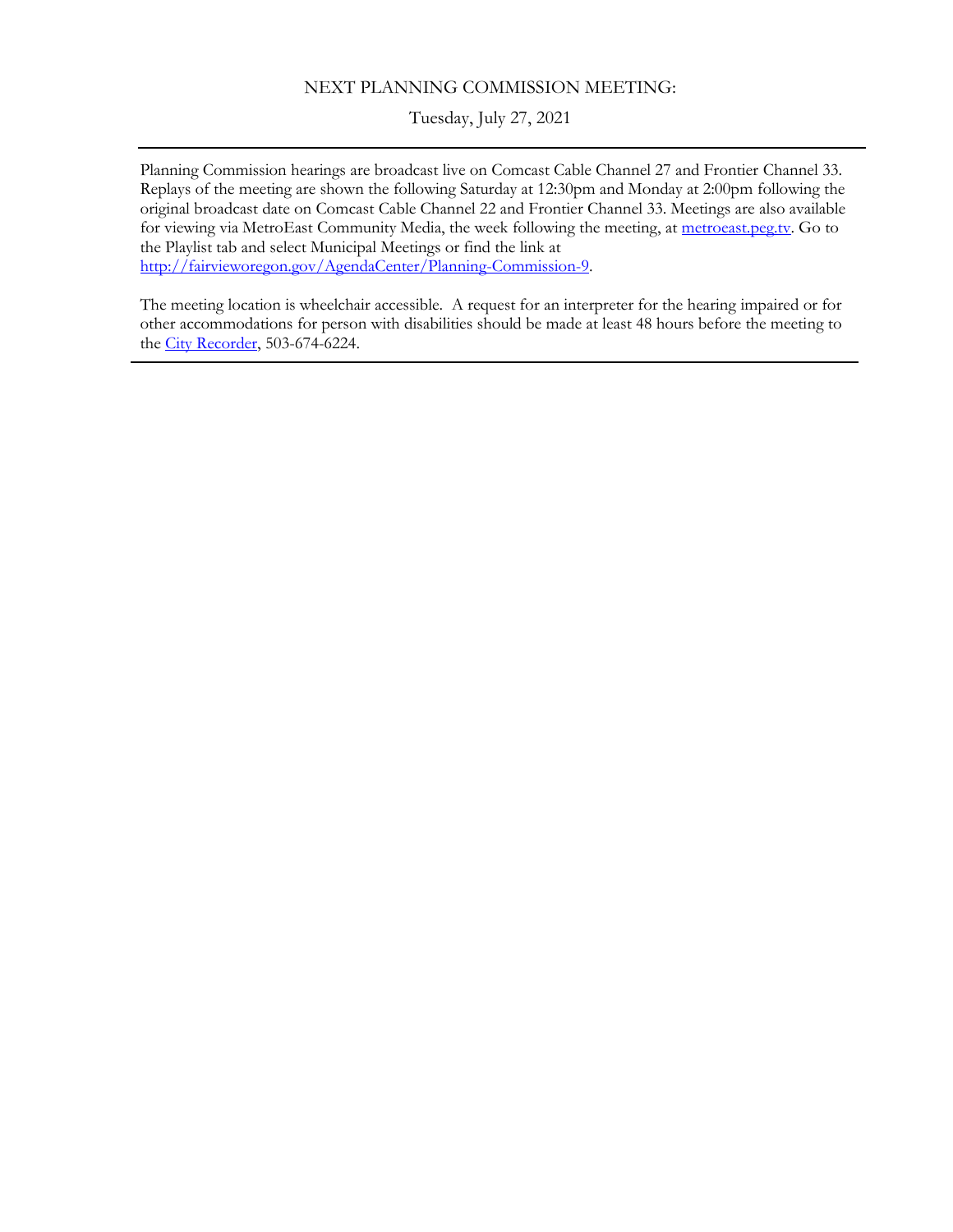NEXT PLANNING COMMISSION MEETING:

Tuesday, July 27, 2021

---

Planning Commission hearings are broadcast live on Comcast Cable Channel 27 and Frontier Channel 33. Replays of the meeting are shown the following Saturday at 12:30pm and Monday at 2:00pm following the original broadcast date on Comcast Cable Channel 22 and Frontier Channel 33. Meetings are also available for viewing via MetroEast Community Media, the week following the meeting, at [metroeast.peg.tv](metroeast.peg.tv). Go to the Playlist tab and select Municipal Meetings or find the link at [http://fairvieworegon.gov/AgendaCenter/Planning-Commission-9](http://fairvieworegon.gov/AgendaCenter/Planning-Commission-9).

The meeting location is wheelchair accessible. A request for an interpreter for the hearing impaired or for other accommodations for person with disabilities should be made at least 48 hours before the meeting to the City Recorder, 503-674-6224.

---